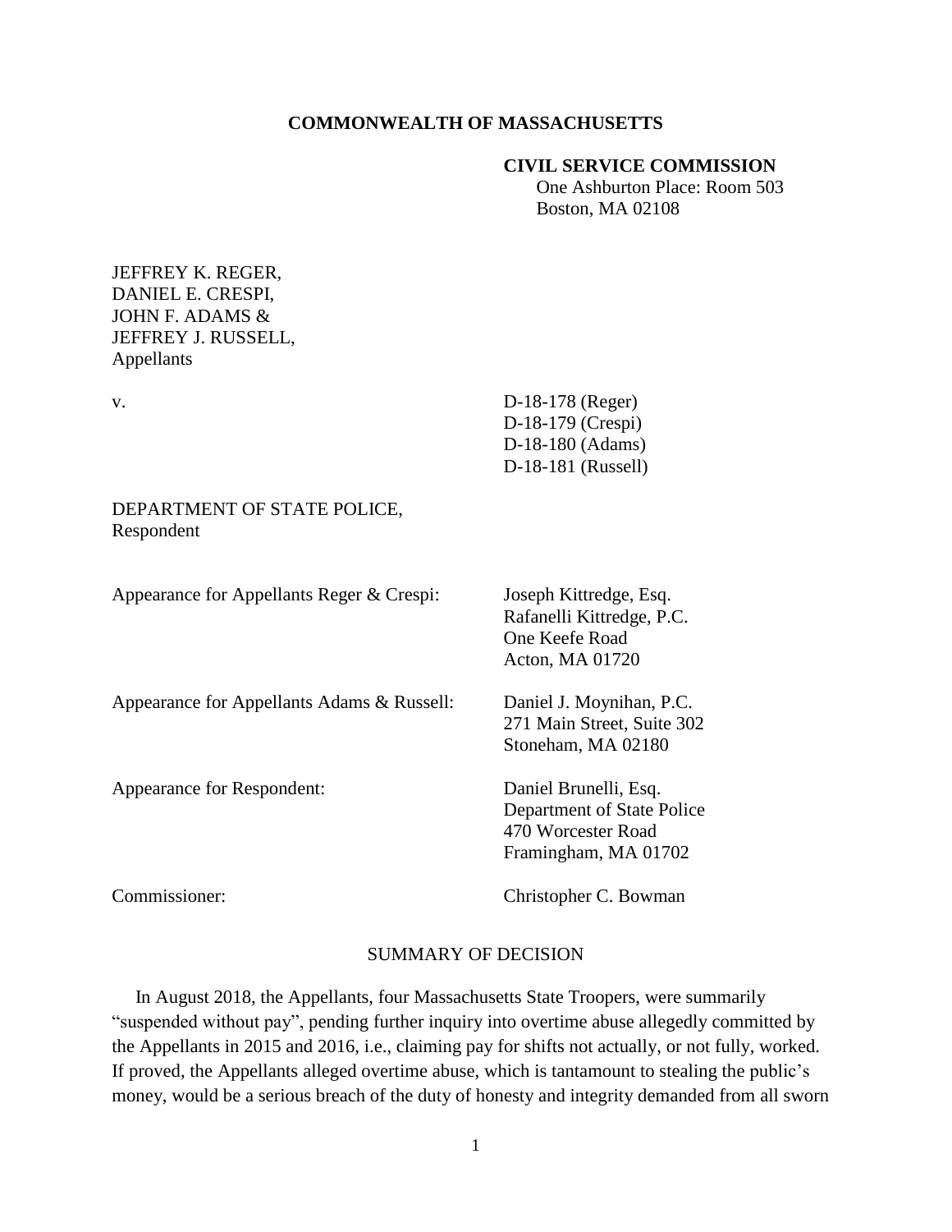**COMMONWEALTH OF MASSACHUSETTS**

**CIVIL SERVICE COMMISSION**
One Ashburton Place: Room 503
Boston, MA 02108

JEFFREY K. REGER,
DANIEL E. CRESPI,
JOHN F. ADAMS &
JEFFREY J. RUSSELL,
Appellants

v.

D-18-178 (Reger)
D-18-179 (Crespi)
D-18-180 (Adams)
D-18-181 (Russell)

DEPARTMENT OF STATE POLICE,
Respondent

Appearance for Appellants Reger & Crespi: Joseph Kittredge, Esq.
Rafanelli Kittredge, P.C.
One Keefe Road
Acton, MA 01720

Appearance for Appellants Adams & Russell: Daniel J. Moynihan, P.C.
271 Main Street, Suite 302
Stoneham, MA 02180

Appearance for Respondent: Daniel Brunelli, Esq.
Department of State Police
470 Worcester Road
Framingham, MA 01702

Commissioner: Christopher C. Bowman

SUMMARY OF DECISION

In August 2018, the Appellants, four Massachusetts State Troopers, were summarily "suspended without pay", pending further inquiry into overtime abuse allegedly committed by the Appellants in 2015 and 2016, i.e., claiming pay for shifts not actually, or not fully, worked. If proved, the Appellants alleged overtime abuse, which is tantamount to stealing the public's money, would be a serious breach of the duty of honesty and integrity demanded from all sworn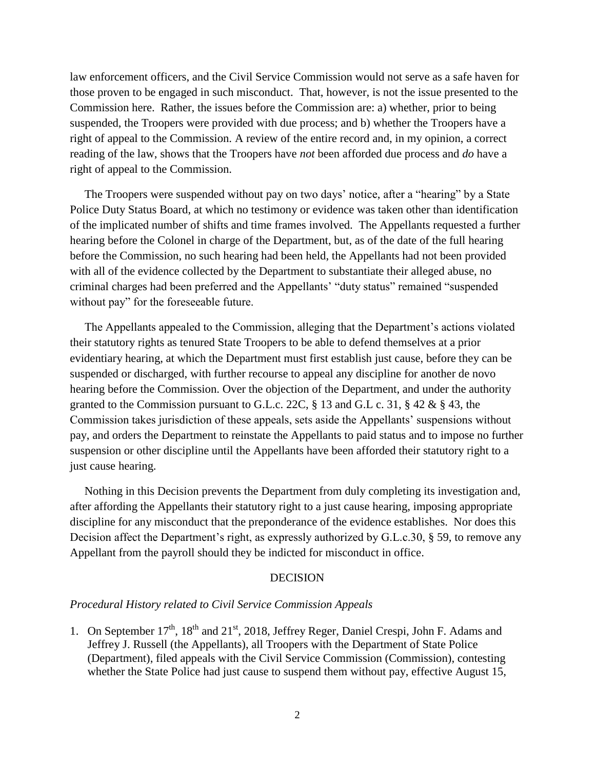law enforcement officers, and the Civil Service Commission would not serve as a safe haven for those proven to be engaged in such misconduct. That, however, is not the issue presented to the Commission here. Rather, the issues before the Commission are: a) whether, prior to being suspended, the Troopers were provided with due process; and b) whether the Troopers have a right of appeal to the Commission. A review of the entire record and, in my opinion, a correct reading of the law, shows that the Troopers have *not* been afforded due process and *do* have a right of appeal to the Commission.

The Troopers were suspended without pay on two days' notice, after a "hearing" by a State Police Duty Status Board, at which no testimony or evidence was taken other than identification of the implicated number of shifts and time frames involved. The Appellants requested a further hearing before the Colonel in charge of the Department, but, as of the date of the full hearing before the Commission, no such hearing had been held, the Appellants had not been provided with all of the evidence collected by the Department to substantiate their alleged abuse, no criminal charges had been preferred and the Appellants' "duty status" remained "suspended without pay" for the foreseeable future.

The Appellants appealed to the Commission, alleging that the Department's actions violated their statutory rights as tenured State Troopers to be able to defend themselves at a prior evidentiary hearing, at which the Department must first establish just cause, before they can be suspended or discharged, with further recourse to appeal any discipline for another de novo hearing before the Commission. Over the objection of the Department, and under the authority granted to the Commission pursuant to G.L.c. 22C, § 13 and G.L c. 31, § 42 & § 43, the Commission takes jurisdiction of these appeals, sets aside the Appellants' suspensions without pay, and orders the Department to reinstate the Appellants to paid status and to impose no further suspension or other discipline until the Appellants have been afforded their statutory right to a just cause hearing.

Nothing in this Decision prevents the Department from duly completing its investigation and, after affording the Appellants their statutory right to a just cause hearing, imposing appropriate discipline for any misconduct that the preponderance of the evidence establishes. Nor does this Decision affect the Department's right, as expressly authorized by G.L.c.30, § 59, to remove any Appellant from the payroll should they be indicted for misconduct in office.

## DECISION

*Procedural History related to Civil Service Commission Appeals*

1. On September 17th, 18th and 21st, 2018, Jeffrey Reger, Daniel Crespi, John F. Adams and Jeffrey J. Russell (the Appellants), all Troopers with the Department of State Police (Department), filed appeals with the Civil Service Commission (Commission), contesting whether the State Police had just cause to suspend them without pay, effective August 15,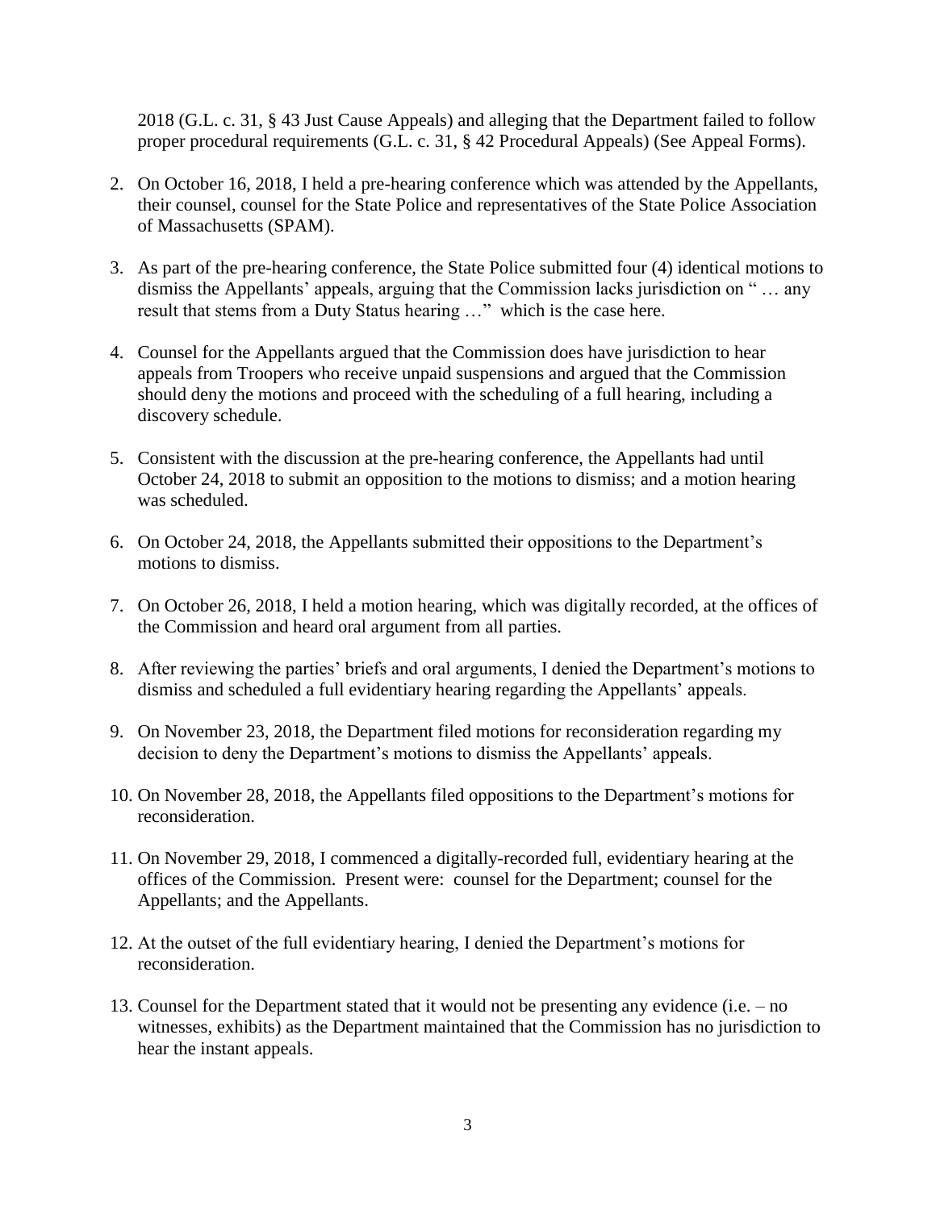2018 (G.L. c. 31, § 43 Just Cause Appeals) and alleging that the Department failed to follow proper procedural requirements (G.L. c. 31, § 42 Procedural Appeals) (See Appeal Forms).

2. On October 16, 2018, I held a pre-hearing conference which was attended by the Appellants, their counsel, counsel for the State Police and representatives of the State Police Association of Massachusetts (SPAM).

3. As part of the pre-hearing conference, the State Police submitted four (4) identical motions to dismiss the Appellants' appeals, arguing that the Commission lacks jurisdiction on " … any result that stems from a Duty Status hearing …" which is the case here.

4. Counsel for the Appellants argued that the Commission does have jurisdiction to hear appeals from Troopers who receive unpaid suspensions and argued that the Commission should deny the motions and proceed with the scheduling of a full hearing, including a discovery schedule.

5. Consistent with the discussion at the pre-hearing conference, the Appellants had until October 24, 2018 to submit an opposition to the motions to dismiss; and a motion hearing was scheduled.

6. On October 24, 2018, the Appellants submitted their oppositions to the Department's motions to dismiss.

7. On October 26, 2018, I held a motion hearing, which was digitally recorded, at the offices of the Commission and heard oral argument from all parties.

8. After reviewing the parties' briefs and oral arguments, I denied the Department's motions to dismiss and scheduled a full evidentiary hearing regarding the Appellants' appeals.

9. On November 23, 2018, the Department filed motions for reconsideration regarding my decision to deny the Department's motions to dismiss the Appellants' appeals.

10. On November 28, 2018, the Appellants filed oppositions to the Department's motions for reconsideration.

11. On November 29, 2018, I commenced a digitally-recorded full, evidentiary hearing at the offices of the Commission. Present were: counsel for the Department; counsel for the Appellants; and the Appellants.

12. At the outset of the full evidentiary hearing, I denied the Department's motions for reconsideration.

13. Counsel for the Department stated that it would not be presenting any evidence (i.e. – no witnesses, exhibits) as the Department maintained that the Commission has no jurisdiction to hear the instant appeals.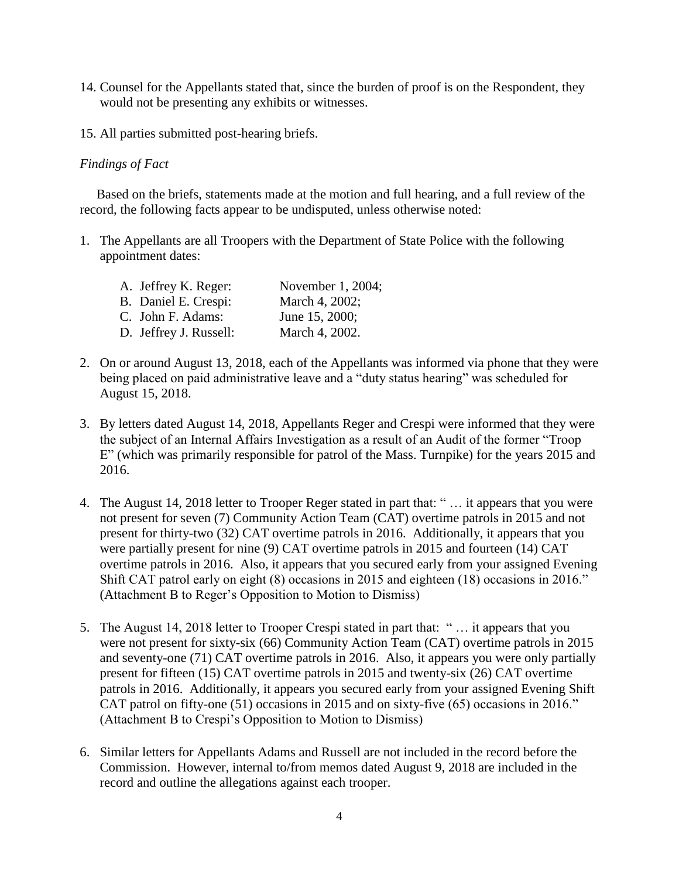14. Counsel for the Appellants stated that, since the burden of proof is on the Respondent, they would not be presenting any exhibits or witnesses.

15. All parties submitted post-hearing briefs.

*Findings of Fact*

Based on the briefs, statements made at the motion and full hearing, and a full review of the record, the following facts appear to be undisputed, unless otherwise noted:

1. The Appellants are all Troopers with the Department of State Police with the following appointment dates:

   A. Jeffrey K. Reger: November 1, 2004;
   B. Daniel E. Crespi: March 4, 2002;
   C. John F. Adams: June 15, 2000;
   D. Jeffrey J. Russell: March 4, 2002.

2. On or around August 13, 2018, each of the Appellants was informed via phone that they were being placed on paid administrative leave and a "duty status hearing" was scheduled for August 15, 2018.

3. By letters dated August 14, 2018, Appellants Reger and Crespi were informed that they were the subject of an Internal Affairs Investigation as a result of an Audit of the former "Troop E" (which was primarily responsible for patrol of the Mass. Turnpike) for the years 2015 and 2016.

4. The August 14, 2018 letter to Trooper Reger stated in part that: " … it appears that you were not present for seven (7) Community Action Team (CAT) overtime patrols in 2015 and not present for thirty-two (32) CAT overtime patrols in 2016. Additionally, it appears that you were partially present for nine (9) CAT overtime patrols in 2015 and fourteen (14) CAT overtime patrols in 2016. Also, it appears that you secured early from your assigned Evening Shift CAT patrol early on eight (8) occasions in 2015 and eighteen (18) occasions in 2016." (Attachment B to Reger's Opposition to Motion to Dismiss)

5. The August 14, 2018 letter to Trooper Crespi stated in part that: " … it appears that you were not present for sixty-six (66) Community Action Team (CAT) overtime patrols in 2015 and seventy-one (71) CAT overtime patrols in 2016. Also, it appears you were only partially present for fifteen (15) CAT overtime patrols in 2015 and twenty-six (26) CAT overtime patrols in 2016. Additionally, it appears you secured early from your assigned Evening Shift CAT patrol on fifty-one (51) occasions in 2015 and on sixty-five (65) occasions in 2016." (Attachment B to Crespi's Opposition to Motion to Dismiss)

6. Similar letters for Appellants Adams and Russell are not included in the record before the Commission. However, internal to/from memos dated August 9, 2018 are included in the record and outline the allegations against each trooper.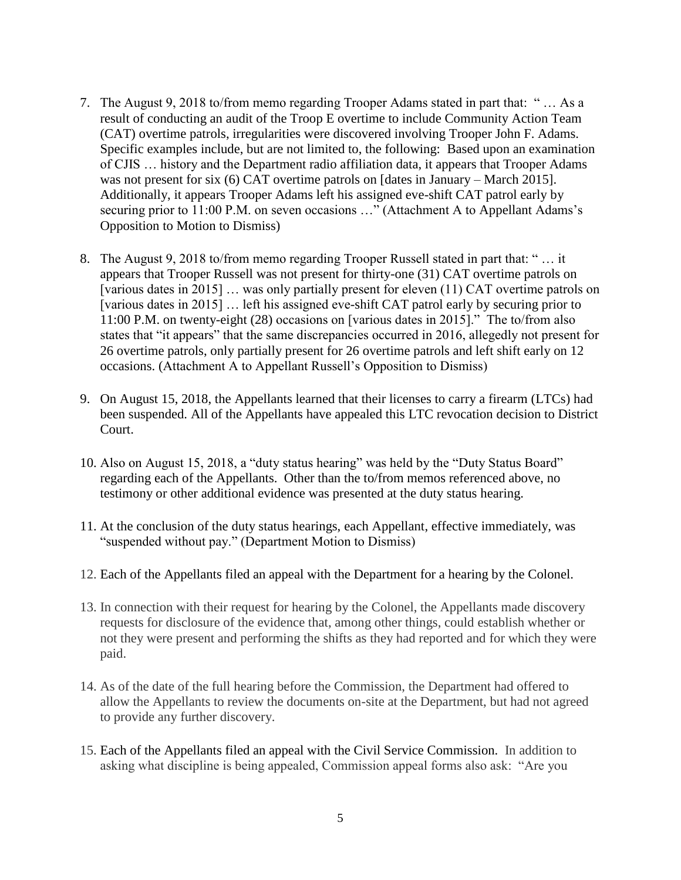7. The August 9, 2018 to/from memo regarding Trooper Adams stated in part that: " … As a result of conducting an audit of the Troop E overtime to include Community Action Team (CAT) overtime patrols, irregularities were discovered involving Trooper John F. Adams. Specific examples include, but are not limited to, the following: Based upon an examination of CJIS … history and the Department radio affiliation data, it appears that Trooper Adams was not present for six (6) CAT overtime patrols on [dates in January – March 2015]. Additionally, it appears Trooper Adams left his assigned eve-shift CAT patrol early by securing prior to 11:00 P.M. on seven occasions …" (Attachment A to Appellant Adams's Opposition to Motion to Dismiss)

8. The August 9, 2018 to/from memo regarding Trooper Russell stated in part that: " … it appears that Trooper Russell was not present for thirty-one (31) CAT overtime patrols on [various dates in 2015] … was only partially present for eleven (11) CAT overtime patrols on [various dates in 2015] … left his assigned eve-shift CAT patrol early by securing prior to 11:00 P.M. on twenty-eight (28) occasions on [various dates in 2015]." The to/from also states that "it appears" that the same discrepancies occurred in 2016, allegedly not present for 26 overtime patrols, only partially present for 26 overtime patrols and left shift early on 12 occasions. (Attachment A to Appellant Russell's Opposition to Dismiss)

9. On August 15, 2018, the Appellants learned that their licenses to carry a firearm (LTCs) had been suspended. All of the Appellants have appealed this LTC revocation decision to District Court.

10. Also on August 15, 2018, a "duty status hearing" was held by the "Duty Status Board" regarding each of the Appellants. Other than the to/from memos referenced above, no testimony or other additional evidence was presented at the duty status hearing.

11. At the conclusion of the duty status hearings, each Appellant, effective immediately, was "suspended without pay." (Department Motion to Dismiss)

12. Each of the Appellants filed an appeal with the Department for a hearing by the Colonel.

13. In connection with their request for hearing by the Colonel, the Appellants made discovery requests for disclosure of the evidence that, among other things, could establish whether or not they were present and performing the shifts as they had reported and for which they were paid.

14. As of the date of the full hearing before the Commission, the Department had offered to allow the Appellants to review the documents on-site at the Department, but had not agreed to provide any further discovery.

15. Each of the Appellants filed an appeal with the Civil Service Commission. In addition to asking what discipline is being appealed, Commission appeal forms also ask: "Are you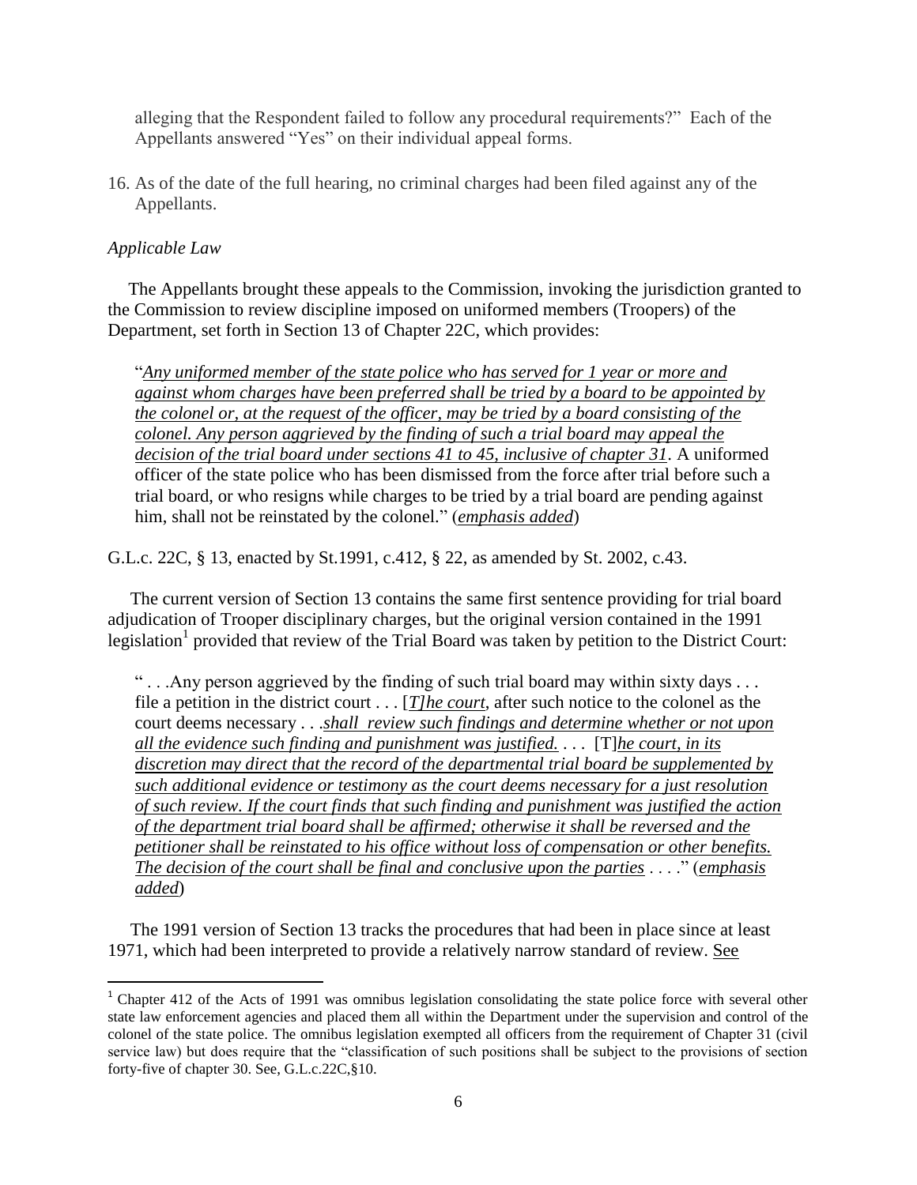alleging that the Respondent failed to follow any procedural requirements?" Each of the Appellants answered "Yes" on their individual appeal forms.

16. As of the date of the full hearing, no criminal charges had been filed against any of the Appellants.

*Applicable Law*

The Appellants brought these appeals to the Commission, invoking the jurisdiction granted to the Commission to review discipline imposed on uniformed members (Troopers) of the Department, set forth in Section 13 of Chapter 22C, which provides:

> "*Any uniformed member of the state police who has served for 1 year or more and against whom charges have been preferred shall be tried by a board to be appointed by the colonel or, at the request of the officer, may be tried by a board consisting of the colonel. Any person aggrieved by the finding of such a trial board may appeal the decision of the trial board under sections 41 to 45, inclusive of chapter 31*. A uniformed officer of the state police who has been dismissed from the force after trial before such a trial board, or who resigns while charges to be tried by a trial board are pending against him, shall not be reinstated by the colonel." (*emphasis added*)

G.L.c. 22C, § 13, enacted by St.1991, c.412, § 22, as amended by St. 2002, c.43.

The current version of Section 13 contains the same first sentence providing for trial board adjudication of Trooper disciplinary charges, but the original version contained in the 1991 legislation[1] provided that review of the Trial Board was taken by petition to the District Court:

> " . . .Any person aggrieved by the finding of such trial board may within sixty days . . . file a petition in the district court . . . [*T]he court*, after such notice to the colonel as the court deems necessary . . .*shall review such findings and determine whether or not upon all the evidence such finding and punishment was justified.* . . . [T]*he court, in its discretion may direct that the record of the departmental trial board be supplemented by such additional evidence or testimony as the court deems necessary for a just resolution of such review. If the court finds that such finding and punishment was justified the action of the department trial board shall be affirmed; otherwise it shall be reversed and the petitioner shall be reinstated to his office without loss of compensation or other benefits. The decision of the court shall be final and conclusive upon the parties* . . . ." (*emphasis added*)

The 1991 version of Section 13 tracks the procedures that had been in place since at least 1971, which had been interpreted to provide a relatively narrow standard of review. See

---

[1] Chapter 412 of the Acts of 1991 was omnibus legislation consolidating the state police force with several other state law enforcement agencies and placed them all within the Department under the supervision and control of the colonel of the state police. The omnibus legislation exempted all officers from the requirement of Chapter 31 (civil service law) but does require that the "classification of such positions shall be subject to the provisions of section forty-five of chapter 30. See, G.L.c.22C,§10.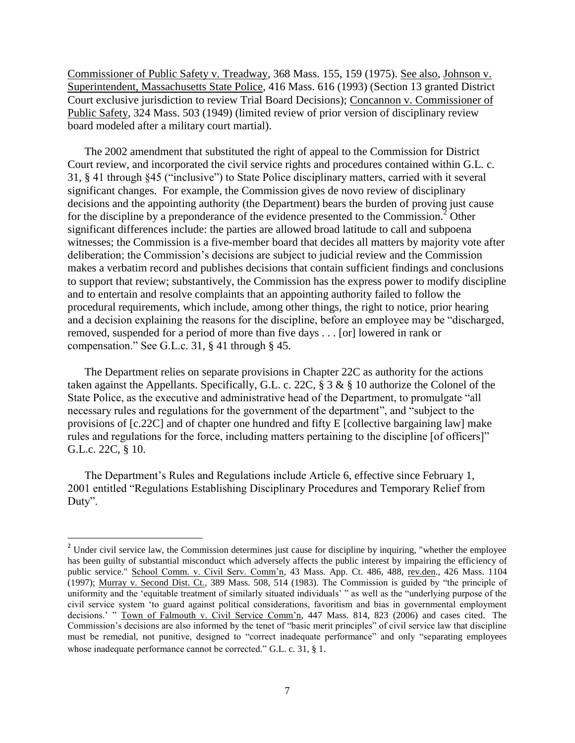Commissioner of Public Safety v. Treadway, 368 Mass. 155, 159 (1975). See also, Johnson v. Superintendent, Massachusetts State Police, 416 Mass. 616 (1993) (Section 13 granted District Court exclusive jurisdiction to review Trial Board Decisions); Concannon v. Commissioner of Public Safety, 324 Mass. 503 (1949) (limited review of prior version of disciplinary review board modeled after a military court martial).

The 2002 amendment that substituted the right of appeal to the Commission for District Court review, and incorporated the civil service rights and procedures contained within G.L. c. 31, § 41 through §45 ("inclusive") to State Police disciplinary matters, carried with it several significant changes. For example, the Commission gives de novo review of disciplinary decisions and the appointing authority (the Department) bears the burden of proving just cause for the discipline by a preponderance of the evidence presented to the Commission.[2] Other significant differences include: the parties are allowed broad latitude to call and subpoena witnesses; the Commission is a five-member board that decides all matters by majority vote after deliberation; the Commission's decisions are subject to judicial review and the Commission makes a verbatim record and publishes decisions that contain sufficient findings and conclusions to support that review; substantively, the Commission has the express power to modify discipline and to entertain and resolve complaints that an appointing authority failed to follow the procedural requirements, which include, among other things, the right to notice, prior hearing and a decision explaining the reasons for the discipline, before an employee may be "discharged, removed, suspended for a period of more than five days . . . [or] lowered in rank or compensation." See G.L.c. 31, § 41 through § 45.

The Department relies on separate provisions in Chapter 22C as authority for the actions taken against the Appellants. Specifically, G.L. c. 22C, § 3 & § 10 authorize the Colonel of the State Police, as the executive and administrative head of the Department, to promulgate "all necessary rules and regulations for the government of the department", and "subject to the provisions of [c.22C] and of chapter one hundred and fifty E [collective bargaining law] make rules and regulations for the force, including matters pertaining to the discipline [of officers]" G.L.c. 22C, § 10.

The Department's Rules and Regulations include Article 6, effective since February 1, 2001 entitled "Regulations Establishing Disciplinary Procedures and Temporary Relief from Duty".

---

[2] Under civil service law, the Commission determines just cause for discipline by inquiring, "whether the employee has been guilty of substantial misconduct which adversely affects the public interest by impairing the efficiency of public service." School Comm. v. Civil Serv. Comm'n, 43 Mass. App. Ct. 486, 488, rev.den., 426 Mass. 1104 (1997); Murray v. Second Dist. Ct., 389 Mass. 508, 514 (1983). The Commission is guided by "the principle of uniformity and the 'equitable treatment of similarly situated individuals' " as well as the "underlying purpose of the civil service system 'to guard against political considerations, favoritism and bias in governmental employment decisions.' " Town of Falmouth v. Civil Service Comm'n, 447 Mass. 814, 823 (2006) and cases cited. The Commission's decisions are also informed by the tenet of "basic merit principles" of civil service law that discipline must be remedial, not punitive, designed to "correct inadequate performance" and only "separating employees whose inadequate performance cannot be corrected." G.L. c. 31, § 1.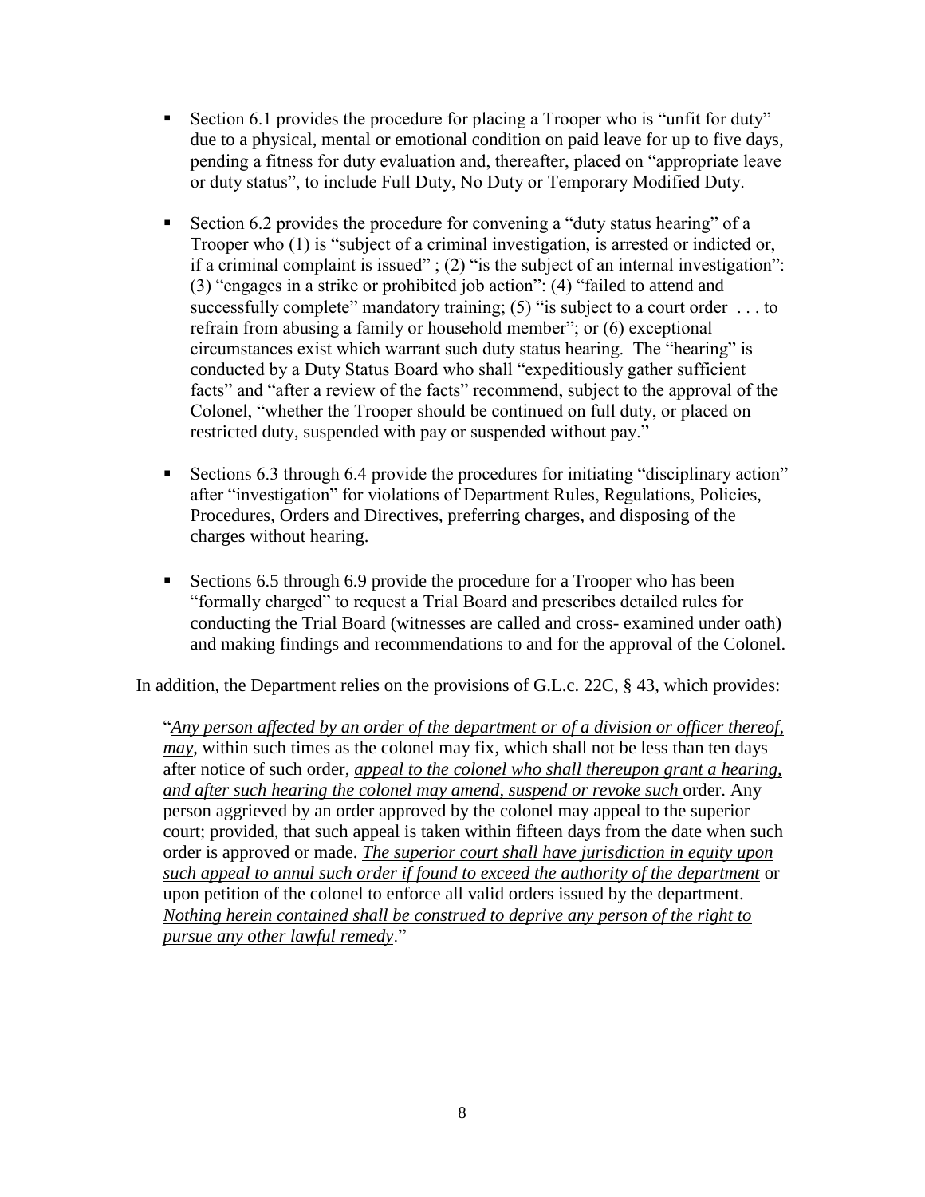- Section 6.1 provides the procedure for placing a Trooper who is "unfit for duty" due to a physical, mental or emotional condition on paid leave for up to five days, pending a fitness for duty evaluation and, thereafter, placed on "appropriate leave or duty status", to include Full Duty, No Duty or Temporary Modified Duty.

- Section 6.2 provides the procedure for convening a "duty status hearing" of a Trooper who (1) is "subject of a criminal investigation, is arrested or indicted or, if a criminal complaint is issued" ; (2) "is the subject of an internal investigation": (3) "engages in a strike or prohibited job action": (4) "failed to attend and successfully complete" mandatory training; (5) "is subject to a court order . . . to refrain from abusing a family or household member"; or (6) exceptional circumstances exist which warrant such duty status hearing. The "hearing" is conducted by a Duty Status Board who shall "expeditiously gather sufficient facts" and "after a review of the facts" recommend, subject to the approval of the Colonel, "whether the Trooper should be continued on full duty, or placed on restricted duty, suspended with pay or suspended without pay."

- Sections 6.3 through 6.4 provide the procedures for initiating "disciplinary action" after "investigation" for violations of Department Rules, Regulations, Policies, Procedures, Orders and Directives, preferring charges, and disposing of the charges without hearing.

- Sections 6.5 through 6.9 provide the procedure for a Trooper who has been "formally charged" to request a Trial Board and prescribes detailed rules for conducting the Trial Board (witnesses are called and cross- examined under oath) and making findings and recommendations to and for the approval of the Colonel.

In addition, the Department relies on the provisions of G.L.c. 22C, § 43, which provides:

> "*Any person affected by an order of the department or of a division or officer thereof, may*, within such times as the colonel may fix, which shall not be less than ten days after notice of such order, *appeal to the colonel who shall thereupon grant a hearing, and after such hearing the colonel may amend, suspend or revoke such* order. Any person aggrieved by an order approved by the colonel may appeal to the superior court; provided, that such appeal is taken within fifteen days from the date when such order is approved or made. *The superior court shall have jurisdiction in equity upon such appeal to annul such order if found to exceed the authority of the department* or upon petition of the colonel to enforce all valid orders issued by the department. *Nothing herein contained shall be construed to deprive any person of the right to pursue any other lawful remedy*."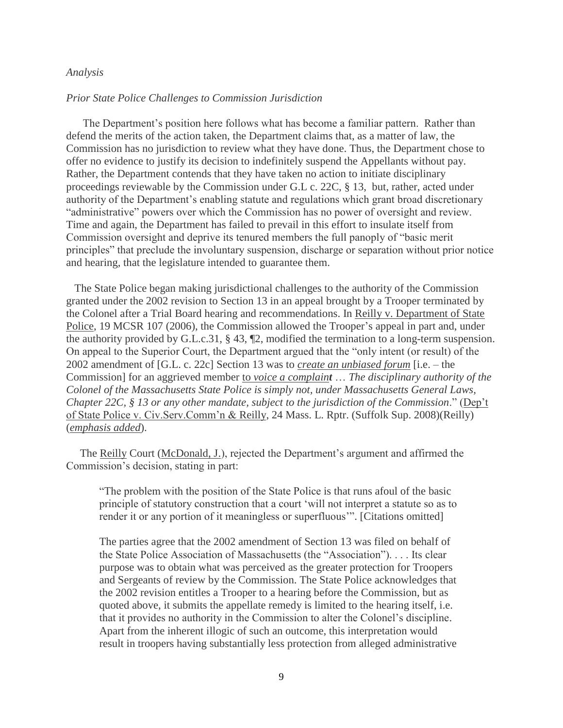*Analysis*

*Prior State Police Challenges to Commission Jurisdiction*

The Department's position here follows what has become a familiar pattern. Rather than defend the merits of the action taken, the Department claims that, as a matter of law, the Commission has no jurisdiction to review what they have done. Thus, the Department chose to offer no evidence to justify its decision to indefinitely suspend the Appellants without pay. Rather, the Department contends that they have taken no action to initiate disciplinary proceedings reviewable by the Commission under G.L c. 22C, § 13, but, rather, acted under authority of the Department's enabling statute and regulations which grant broad discretionary "administrative" powers over which the Commission has no power of oversight and review. Time and again, the Department has failed to prevail in this effort to insulate itself from Commission oversight and deprive its tenured members the full panoply of "basic merit principles" that preclude the involuntary suspension, discharge or separation without prior notice and hearing, that the legislature intended to guarantee them.

The State Police began making jurisdictional challenges to the authority of the Commission granted under the 2002 revision to Section 13 in an appeal brought by a Trooper terminated by the Colonel after a Trial Board hearing and recommendations. In Reilly v. Department of State Police, 19 MCSR 107 (2006), the Commission allowed the Trooper's appeal in part and, under the authority provided by G.L.c.31, § 43, ¶2, modified the termination to a long-term suspension. On appeal to the Superior Court, the Department argued that the "only intent (or result) of the 2002 amendment of [G.L. c. 22c] Section 13 was to ***create an unbiased forum*** [i.e. – the Commission] for an aggrieved member *to voice a complaint … The disciplinary authority of the Colonel of the Massachusetts State Police is simply not, under Massachusetts General Laws, Chapter 22C, § 13 or any other mandate, subject to the jurisdiction of the Commission*." (Dep't of State Police v. Civ.Serv.Comm'n & Reilly, 24 Mass. L. Rptr. (Suffolk Sup. 2008)(Reilly) (*emphasis added*).

The Reilly Court (McDonald, J.), rejected the Department's argument and affirmed the Commission's decision, stating in part:

> "The problem with the position of the State Police is that runs afoul of the basic principle of statutory construction that a court 'will not interpret a statute so as to render it or any portion of it meaningless or superfluous'". [Citations omitted]
>
> The parties agree that the 2002 amendment of Section 13 was filed on behalf of the State Police Association of Massachusetts (the "Association"). . . . Its clear purpose was to obtain what was perceived as the greater protection for Troopers and Sergeants of review by the Commission. The State Police acknowledges that the 2002 revision entitles a Trooper to a hearing before the Commission, but as quoted above, it submits the appellate remedy is limited to the hearing itself, i.e. that it provides no authority in the Commission to alter the Colonel's discipline. Apart from the inherent illogic of such an outcome, this interpretation would result in troopers having substantially less protection from alleged administrative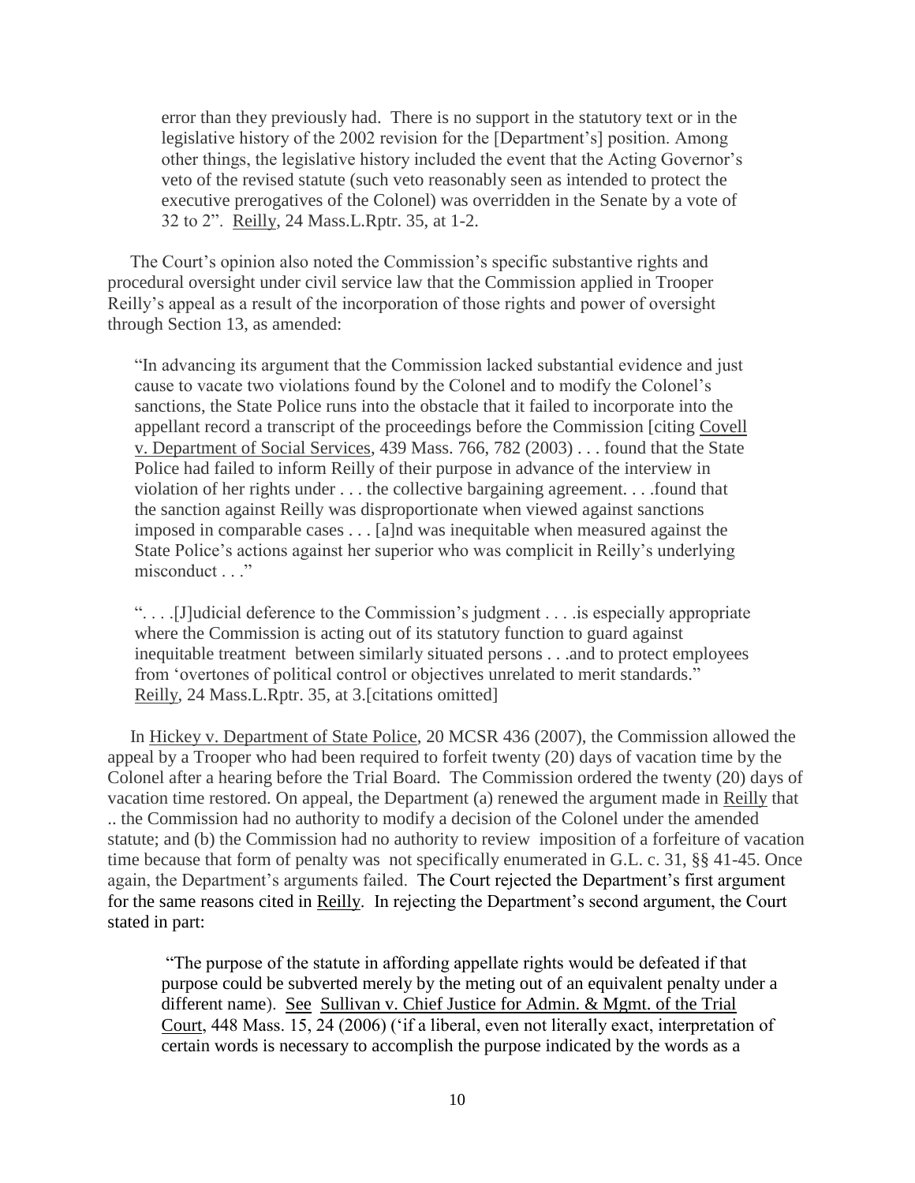> error than they previously had. There is no support in the statutory text or in the legislative history of the 2002 revision for the [Department's] position. Among other things, the legislative history included the event that the Acting Governor's veto of the revised statute (such veto reasonably seen as intended to protect the executive prerogatives of the Colonel) was overridden in the Senate by a vote of 32 to 2". Reilly, 24 Mass.L.Rptr. 35, at 1-2.

The Court's opinion also noted the Commission's specific substantive rights and procedural oversight under civil service law that the Commission applied in Trooper Reilly's appeal as a result of the incorporation of those rights and power of oversight through Section 13, as amended:

> "In advancing its argument that the Commission lacked substantial evidence and just cause to vacate two violations found by the Colonel and to modify the Colonel's sanctions, the State Police runs into the obstacle that it failed to incorporate into the appellant record a transcript of the proceedings before the Commission [citing Covell v. Department of Social Services, 439 Mass. 766, 782 (2003) . . . found that the State Police had failed to inform Reilly of their purpose in advance of the interview in violation of her rights under . . . the collective bargaining agreement. . . .found that the sanction against Reilly was disproportionate when viewed against sanctions imposed in comparable cases . . . [a]nd was inequitable when measured against the State Police's actions against her superior who was complicit in Reilly's underlying misconduct . . ."
>
> ". . . .[J]udicial deference to the Commission's judgment . . . .is especially appropriate where the Commission is acting out of its statutory function to guard against inequitable treatment between similarly situated persons . . .and to protect employees from 'overtones of political control or objectives unrelated to merit standards." Reilly, 24 Mass.L.Rptr. 35, at 3.[citations omitted]

In Hickey v. Department of State Police, 20 MCSR 436 (2007), the Commission allowed the appeal by a Trooper who had been required to forfeit twenty (20) days of vacation time by the Colonel after a hearing before the Trial Board. The Commission ordered the twenty (20) days of vacation time restored. On appeal, the Department (a) renewed the argument made in Reilly that .. the Commission had no authority to modify a decision of the Colonel under the amended statute; and (b) the Commission had no authority to review imposition of a forfeiture of vacation time because that form of penalty was not specifically enumerated in G.L. c. 31, §§ 41-45. Once again, the Department's arguments failed. The Court rejected the Department's first argument for the same reasons cited in Reilly. In rejecting the Department's second argument, the Court stated in part:

> "The purpose of the statute in affording appellate rights would be defeated if that purpose could be subverted merely by the meting out of an equivalent penalty under a different name). See Sullivan v. Chief Justice for Admin. & Mgmt. of the Trial Court, 448 Mass. 15, 24 (2006) ('if a liberal, even not literally exact, interpretation of certain words is necessary to accomplish the purpose indicated by the words as a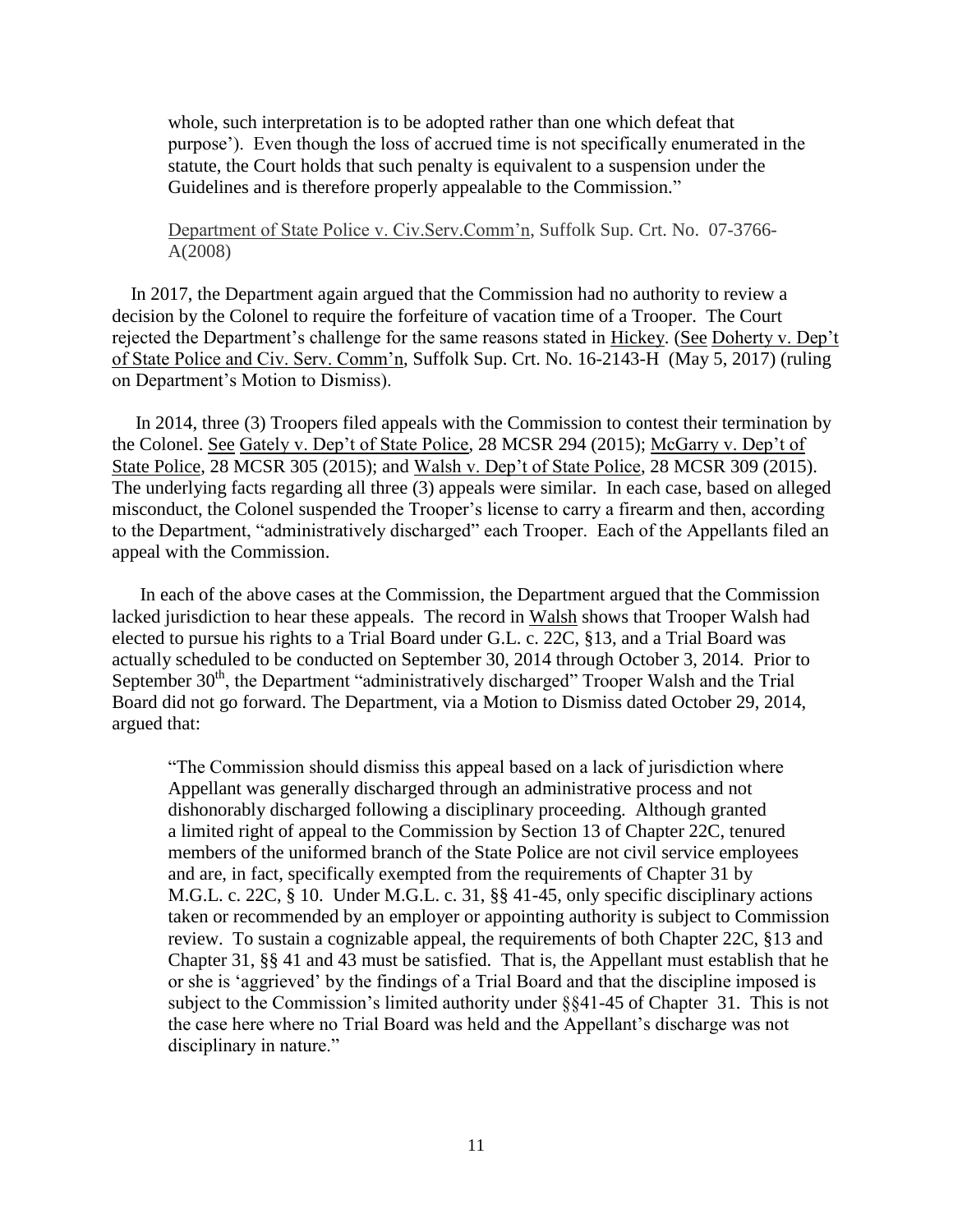whole, such interpretation is to be adopted rather than one which defeat that purpose'). Even though the loss of accrued time is not specifically enumerated in the statute, the Court holds that such penalty is equivalent to a suspension under the Guidelines and is therefore properly appealable to the Commission."

> Department of State Police v. Civ.Serv.Comm'n, Suffolk Sup. Crt. No. 07-3766-A(2008)

In 2017, the Department again argued that the Commission had no authority to review a decision by the Colonel to require the forfeiture of vacation time of a Trooper. The Court rejected the Department's challenge for the same reasons stated in Hickey. (See Doherty v. Dep't of State Police and Civ. Serv. Comm'n, Suffolk Sup. Crt. No. 16-2143-H (May 5, 2017) (ruling on Department's Motion to Dismiss).

In 2014, three (3) Troopers filed appeals with the Commission to contest their termination by the Colonel. See Gately v. Dep't of State Police, 28 MCSR 294 (2015); McGarry v. Dep't of State Police, 28 MCSR 305 (2015); and Walsh v. Dep't of State Police, 28 MCSR 309 (2015). The underlying facts regarding all three (3) appeals were similar. In each case, based on alleged misconduct, the Colonel suspended the Trooper's license to carry a firearm and then, according to the Department, "administratively discharged" each Trooper. Each of the Appellants filed an appeal with the Commission.

In each of the above cases at the Commission, the Department argued that the Commission lacked jurisdiction to hear these appeals. The record in Walsh shows that Trooper Walsh had elected to pursue his rights to a Trial Board under G.L. c. 22C, §13, and a Trial Board was actually scheduled to be conducted on September 30, 2014 through October 3, 2014. Prior to September 30th, the Department "administratively discharged" Trooper Walsh and the Trial Board did not go forward. The Department, via a Motion to Dismiss dated October 29, 2014, argued that:

> "The Commission should dismiss this appeal based on a lack of jurisdiction where Appellant was generally discharged through an administrative process and not dishonorably discharged following a disciplinary proceeding. Although granted a limited right of appeal to the Commission by Section 13 of Chapter 22C, tenured members of the uniformed branch of the State Police are not civil service employees and are, in fact, specifically exempted from the requirements of Chapter 31 by M.G.L. c. 22C, § 10. Under M.G.L. c. 31, §§ 41-45, only specific disciplinary actions taken or recommended by an employer or appointing authority is subject to Commission review. To sustain a cognizable appeal, the requirements of both Chapter 22C, §13 and Chapter 31, §§ 41 and 43 must be satisfied. That is, the Appellant must establish that he or she is 'aggrieved' by the findings of a Trial Board and that the discipline imposed is subject to the Commission's limited authority under §§41-45 of Chapter 31. This is not the case here where no Trial Board was held and the Appellant's discharge was not disciplinary in nature."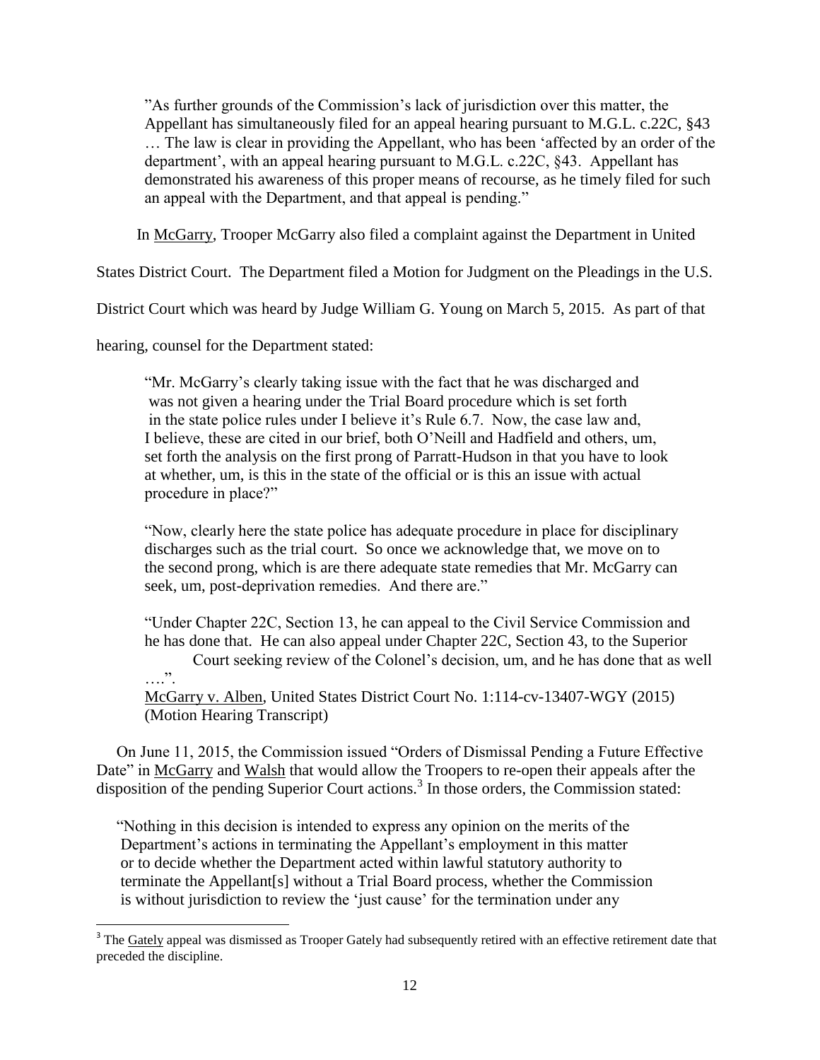"As further grounds of the Commission's lack of jurisdiction over this matter, the Appellant has simultaneously filed for an appeal hearing pursuant to M.G.L. c.22C, §43 … The law is clear in providing the Appellant, who has been 'affected by an order of the department', with an appeal hearing pursuant to M.G.L. c.22C, §43. Appellant has demonstrated his awareness of this proper means of recourse, as he timely filed for such an appeal with the Department, and that appeal is pending."

In McGarry, Trooper McGarry also filed a complaint against the Department in United States District Court. The Department filed a Motion for Judgment on the Pleadings in the U.S. District Court which was heard by Judge William G. Young on March 5, 2015. As part of that hearing, counsel for the Department stated:

> "Mr. McGarry's clearly taking issue with the fact that he was discharged and was not given a hearing under the Trial Board procedure which is set forth in the state police rules under I believe it's Rule 6.7. Now, the case law and, I believe, these are cited in our brief, both O'Neill and Hadfield and others, um, set forth the analysis on the first prong of Parratt-Hudson in that you have to look at whether, um, is this in the state of the official or is this an issue with actual procedure in place?"
>
> "Now, clearly here the state police has adequate procedure in place for disciplinary discharges such as the trial court. So once we acknowledge that, we move on to the second prong, which is are there adequate state remedies that Mr. McGarry can seek, um, post-deprivation remedies. And there are."
>
> "Under Chapter 22C, Section 13, he can appeal to the Civil Service Commission and he has done that. He can also appeal under Chapter 22C, Section 43, to the Superior Court seeking review of the Colonel's decision, um, and he has done that as well ….".
>
> McGarry v. Alben, United States District Court No. 1:114-cv-13407-WGY (2015) (Motion Hearing Transcript)

On June 11, 2015, the Commission issued "Orders of Dismissal Pending a Future Effective Date" in McGarry and Walsh that would allow the Troopers to re-open their appeals after the disposition of the pending Superior Court actions.[3] In those orders, the Commission stated:

> "Nothing in this decision is intended to express any opinion on the merits of the Department's actions in terminating the Appellant's employment in this matter or to decide whether the Department acted within lawful statutory authority to terminate the Appellant[s] without a Trial Board process, whether the Commission is without jurisdiction to review the 'just cause' for the termination under any

[3] The Gately appeal was dismissed as Trooper Gately had subsequently retired with an effective retirement date that preceded the discipline.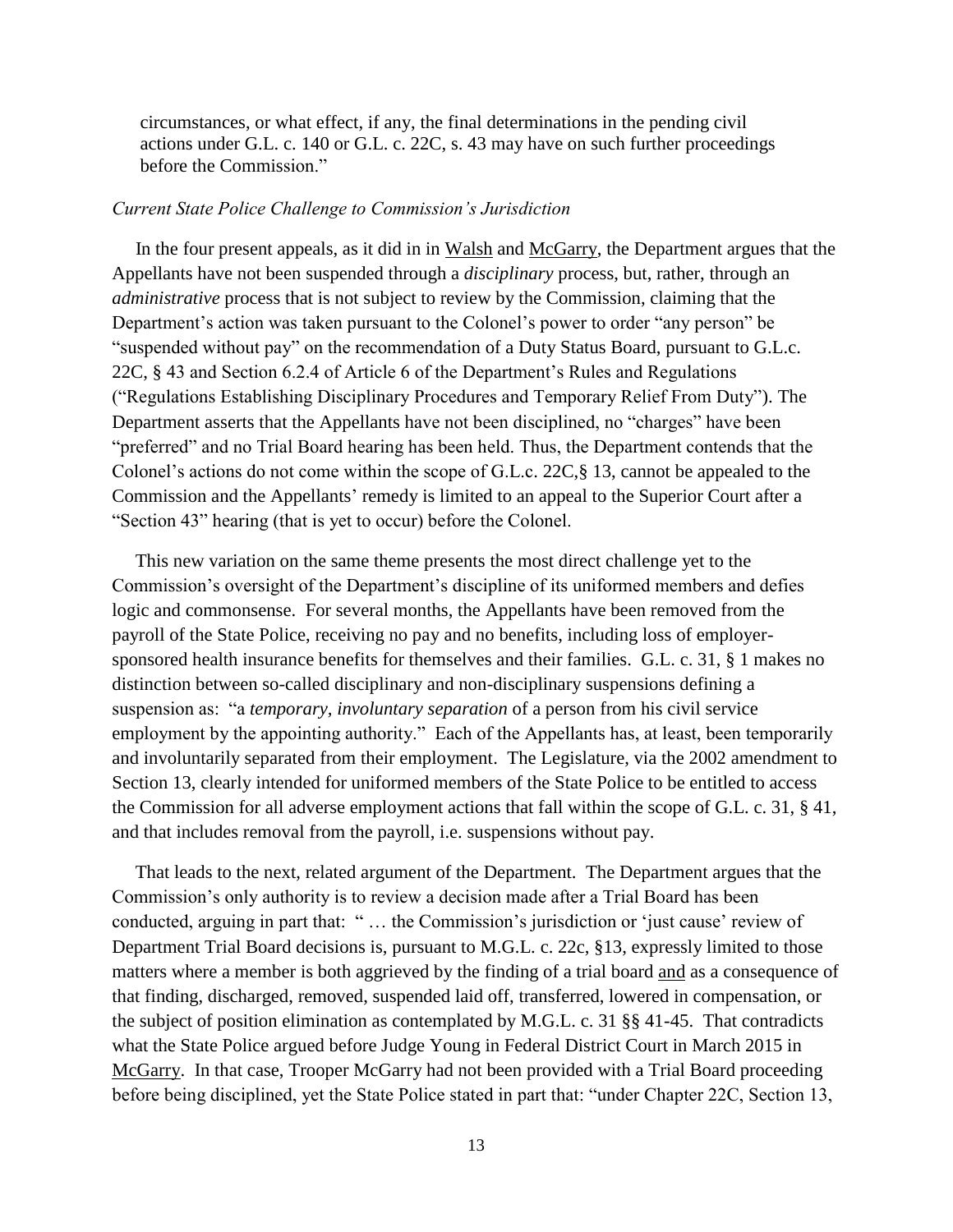circumstances, or what effect, if any, the final determinations in the pending civil actions under G.L. c. 140 or G.L. c. 22C, s. 43 may have on such further proceedings before the Commission."

*Current State Police Challenge to Commission's Jurisdiction*

In the four present appeals, as it did in in Walsh and McGarry, the Department argues that the Appellants have not been suspended through a *disciplinary* process, but, rather, through an *administrative* process that is not subject to review by the Commission, claiming that the Department's action was taken pursuant to the Colonel's power to order "any person" be "suspended without pay" on the recommendation of a Duty Status Board, pursuant to G.L.c. 22C, § 43 and Section 6.2.4 of Article 6 of the Department's Rules and Regulations ("Regulations Establishing Disciplinary Procedures and Temporary Relief From Duty"). The Department asserts that the Appellants have not been disciplined, no "charges" have been "preferred" and no Trial Board hearing has been held. Thus, the Department contends that the Colonel's actions do not come within the scope of G.L.c. 22C,§ 13, cannot be appealed to the Commission and the Appellants' remedy is limited to an appeal to the Superior Court after a "Section 43" hearing (that is yet to occur) before the Colonel.

This new variation on the same theme presents the most direct challenge yet to the Commission's oversight of the Department's discipline of its uniformed members and defies logic and commonsense. For several months, the Appellants have been removed from the payroll of the State Police, receiving no pay and no benefits, including loss of employer-sponsored health insurance benefits for themselves and their families. G.L. c. 31, § 1 makes no distinction between so-called disciplinary and non-disciplinary suspensions defining a suspension as: "a *temporary, involuntary separation* of a person from his civil service employment by the appointing authority." Each of the Appellants has, at least, been temporarily and involuntarily separated from their employment. The Legislature, via the 2002 amendment to Section 13, clearly intended for uniformed members of the State Police to be entitled to access the Commission for all adverse employment actions that fall within the scope of G.L. c. 31, § 41, and that includes removal from the payroll, i.e. suspensions without pay.

That leads to the next, related argument of the Department. The Department argues that the Commission's only authority is to review a decision made after a Trial Board has been conducted, arguing in part that: " … the Commission's jurisdiction or 'just cause' review of Department Trial Board decisions is, pursuant to M.G.L. c. 22c, §13, expressly limited to those matters where a member is both aggrieved by the finding of a trial board and as a consequence of that finding, discharged, removed, suspended laid off, transferred, lowered in compensation, or the subject of position elimination as contemplated by M.G.L. c. 31 §§ 41-45. That contradicts what the State Police argued before Judge Young in Federal District Court in March 2015 in McGarry. In that case, Trooper McGarry had not been provided with a Trial Board proceeding before being disciplined, yet the State Police stated in part that: "under Chapter 22C, Section 13,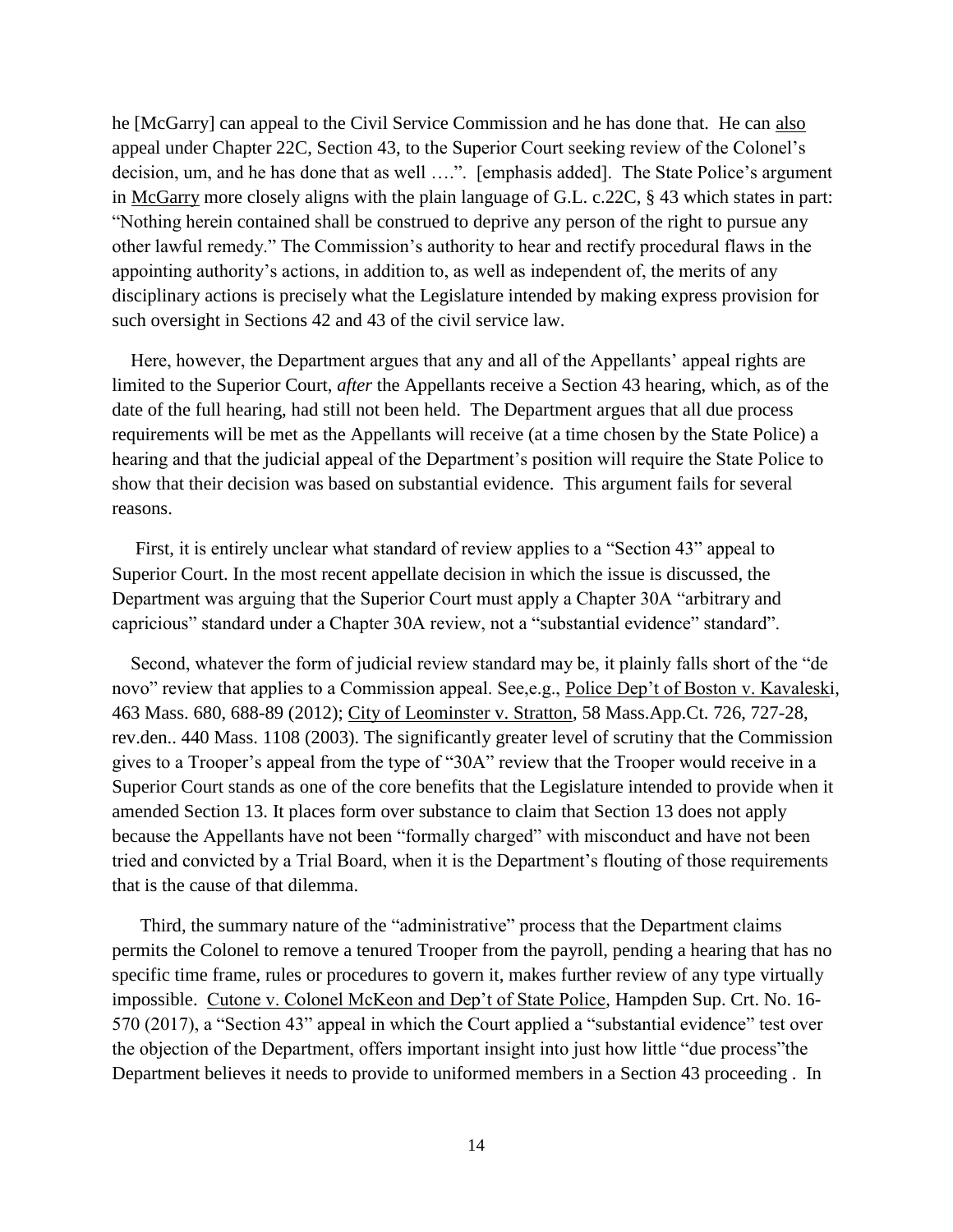he [McGarry] can appeal to the Civil Service Commission and he has done that. He can <u>also</u> appeal under Chapter 22C, Section 43, to the Superior Court seeking review of the Colonel's decision, um, and he has done that as well ….". [emphasis added]. The State Police's argument in <u>McGarry</u> more closely aligns with the plain language of G.L. c.22C, § 43 which states in part: "Nothing herein contained shall be construed to deprive any person of the right to pursue any other lawful remedy." The Commission's authority to hear and rectify procedural flaws in the appointing authority's actions, in addition to, as well as independent of, the merits of any disciplinary actions is precisely what the Legislature intended by making express provision for such oversight in Sections 42 and 43 of the civil service law.

Here, however, the Department argues that any and all of the Appellants' appeal rights are limited to the Superior Court, *after* the Appellants receive a Section 43 hearing, which, as of the date of the full hearing, had still not been held. The Department argues that all due process requirements will be met as the Appellants will receive (at a time chosen by the State Police) a hearing and that the judicial appeal of the Department's position will require the State Police to show that their decision was based on substantial evidence. This argument fails for several reasons.

First, it is entirely unclear what standard of review applies to a "Section 43" appeal to Superior Court. In the most recent appellate decision in which the issue is discussed, the Department was arguing that the Superior Court must apply a Chapter 30A "arbitrary and capricious" standard under a Chapter 30A review, not a "substantial evidence" standard".

Second, whatever the form of judicial review standard may be, it plainly falls short of the "de novo" review that applies to a Commission appeal. See,e.g., <u>Police Dep't of Boston v. Kavaleski</u>, 463 Mass. 680, 688-89 (2012); <u>City of Leominster v. Stratton</u>, 58 Mass.App.Ct. 726, 727-28, rev.den.. 440 Mass. 1108 (2003). The significantly greater level of scrutiny that the Commission gives to a Trooper's appeal from the type of "30A" review that the Trooper would receive in a Superior Court stands as one of the core benefits that the Legislature intended to provide when it amended Section 13. It places form over substance to claim that Section 13 does not apply because the Appellants have not been "formally charged" with misconduct and have not been tried and convicted by a Trial Board, when it is the Department's flouting of those requirements that is the cause of that dilemma.

Third, the summary nature of the "administrative" process that the Department claims permits the Colonel to remove a tenured Trooper from the payroll, pending a hearing that has no specific time frame, rules or procedures to govern it, makes further review of any type virtually impossible. <u>Cutone v. Colonel McKeon and Dep't of State Police</u>, Hampden Sup. Crt. No. 16-570 (2017), a "Section 43" appeal in which the Court applied a "substantial evidence" test over the objection of the Department, offers important insight into just how little "due process"the Department believes it needs to provide to uniformed members in a Section 43 proceeding . In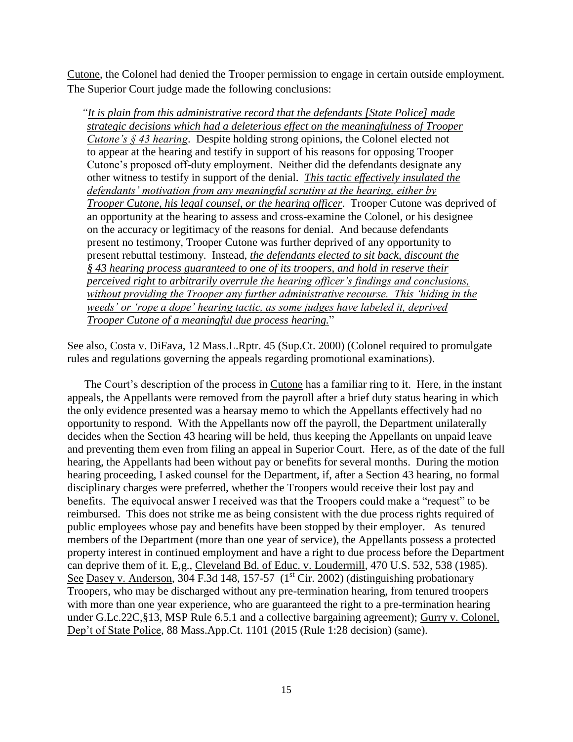Cutone, the Colonel had denied the Trooper permission to engage in certain outside employment. The Superior Court judge made the following conclusions:

> "*It is plain from this administrative record that the defendants [State Police] made strategic decisions which had a deleterious effect on the meaningfulness of Trooper Cutone's § 43 hearing*. Despite holding strong opinions, the Colonel elected not to appear at the hearing and testify in support of his reasons for opposing Trooper Cutone's proposed off-duty employment. Neither did the defendants designate any other witness to testify in support of the denial. *This tactic effectively insulated the defendants' motivation from any meaningful scrutiny at the hearing, either by Trooper Cutone, his legal counsel, or the hearing officer*. Trooper Cutone was deprived of an opportunity at the hearing to assess and cross-examine the Colonel, or his designee on the accuracy or legitimacy of the reasons for denial. And because defendants present no testimony, Trooper Cutone was further deprived of any opportunity to present rebuttal testimony. Instead, *the defendants elected to sit back, discount the § 43 hearing process guaranteed to one of its troopers, and hold in reserve their perceived right to arbitrarily overrule the hearing officer's findings and conclusions, without providing the Trooper any further administrative recourse. This 'hiding in the weeds' or 'rope a dope' hearing tactic, as some judges have labeled it, deprived Trooper Cutone of a meaningful due process hearing.*"

See also, Costa v. DiFava, 12 Mass.L.Rptr. 45 (Sup.Ct. 2000) (Colonel required to promulgate rules and regulations governing the appeals regarding promotional examinations).

The Court's description of the process in Cutone has a familiar ring to it. Here, in the instant appeals, the Appellants were removed from the payroll after a brief duty status hearing in which the only evidence presented was a hearsay memo to which the Appellants effectively had no opportunity to respond. With the Appellants now off the payroll, the Department unilaterally decides when the Section 43 hearing will be held, thus keeping the Appellants on unpaid leave and preventing them even from filing an appeal in Superior Court. Here, as of the date of the full hearing, the Appellants had been without pay or benefits for several months. During the motion hearing proceeding, I asked counsel for the Department, if, after a Section 43 hearing, no formal disciplinary charges were preferred, whether the Troopers would receive their lost pay and benefits. The equivocal answer I received was that the Troopers could make a "request" to be reimbursed. This does not strike me as being consistent with the due process rights required of public employees whose pay and benefits have been stopped by their employer. As tenured members of the Department (more than one year of service), the Appellants possess a protected property interest in continued employment and have a right to due process before the Department can deprive them of it. E,g., Cleveland Bd. of Educ. v. Loudermill, 470 U.S. 532, 538 (1985). See Dasey v. Anderson, 304 F.3d 148, 157-57 (1st Cir. 2002) (distinguishing probationary Troopers, who may be discharged without any pre-termination hearing, from tenured troopers with more than one year experience, who are guaranteed the right to a pre-termination hearing under G.L.c.22C,§13, MSP Rule 6.5.1 and a collective bargaining agreement); Gurry v. Colonel, Dep't of State Police, 88 Mass.App.Ct. 1101 (2015 (Rule 1:28 decision) (same).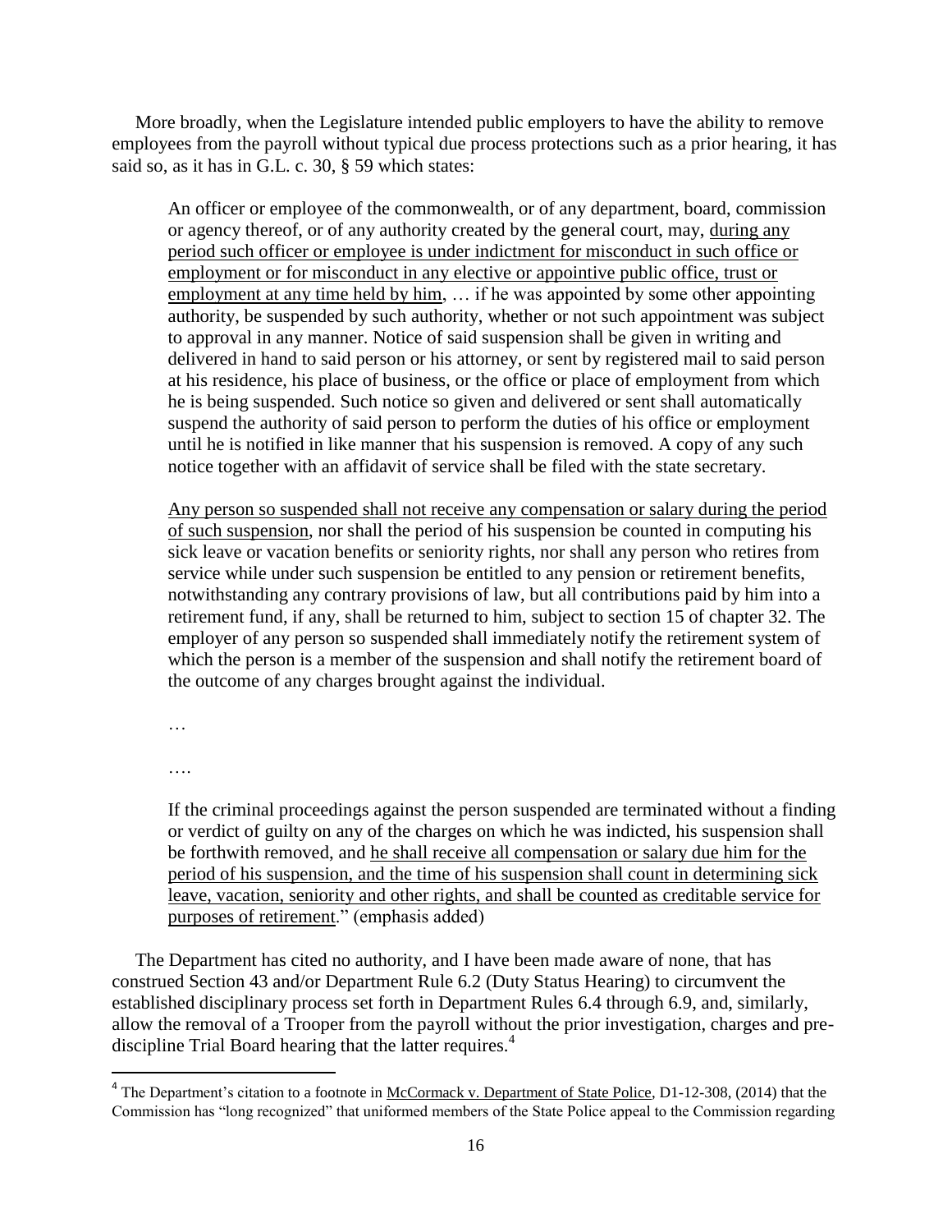More broadly, when the Legislature intended public employers to have the ability to remove employees from the payroll without typical due process protections such as a prior hearing, it has said so, as it has in G.L. c. 30, § 59 which states:

> An officer or employee of the commonwealth, or of any department, board, commission or agency thereof, or of any authority created by the general court, may, <u>during any period such officer or employee is under indictment for misconduct in such office or employment or for misconduct in any elective or appointive public office, trust or employment at any time held by him</u>, … if he was appointed by some other appointing authority, be suspended by such authority, whether or not such appointment was subject to approval in any manner. Notice of said suspension shall be given in writing and delivered in hand to said person or his attorney, or sent by registered mail to said person at his residence, his place of business, or the office or place of employment from which he is being suspended. Such notice so given and delivered or sent shall automatically suspend the authority of said person to perform the duties of his office or employment until he is notified in like manner that his suspension is removed. A copy of any such notice together with an affidavit of service shall be filed with the state secretary.
>
> <u>Any person so suspended shall not receive any compensation or salary during the period of such suspension</u>, nor shall the period of his suspension be counted in computing his sick leave or vacation benefits or seniority rights, nor shall any person who retires from service while under such suspension be entitled to any pension or retirement benefits, notwithstanding any contrary provisions of law, but all contributions paid by him into a retirement fund, if any, shall be returned to him, subject to section 15 of chapter 32. The employer of any person so suspended shall immediately notify the retirement system of which the person is a member of the suspension and shall notify the retirement board of the outcome of any charges brought against the individual.
>
> …
>
> ….
>
> If the criminal proceedings against the person suspended are terminated without a finding or verdict of guilty on any of the charges on which he was indicted, his suspension shall be forthwith removed, and <u>he shall receive all compensation or salary due him for the period of his suspension, and the time of his suspension shall count in determining sick leave, vacation, seniority and other rights, and shall be counted as creditable service for purposes of retirement</u>." (emphasis added)

The Department has cited no authority, and I have been made aware of none, that has construed Section 43 and/or Department Rule 6.2 (Duty Status Hearing) to circumvent the established disciplinary process set forth in Department Rules 6.4 through 6.9, and, similarly, allow the removal of a Trooper from the payroll without the prior investigation, charges and pre-discipline Trial Board hearing that the latter requires.[4]

---

[4] The Department's citation to a footnote in <u>McCormack v. Department of State Police</u>, D1-12-308, (2014) that the Commission has "long recognized" that uniformed members of the State Police appeal to the Commission regarding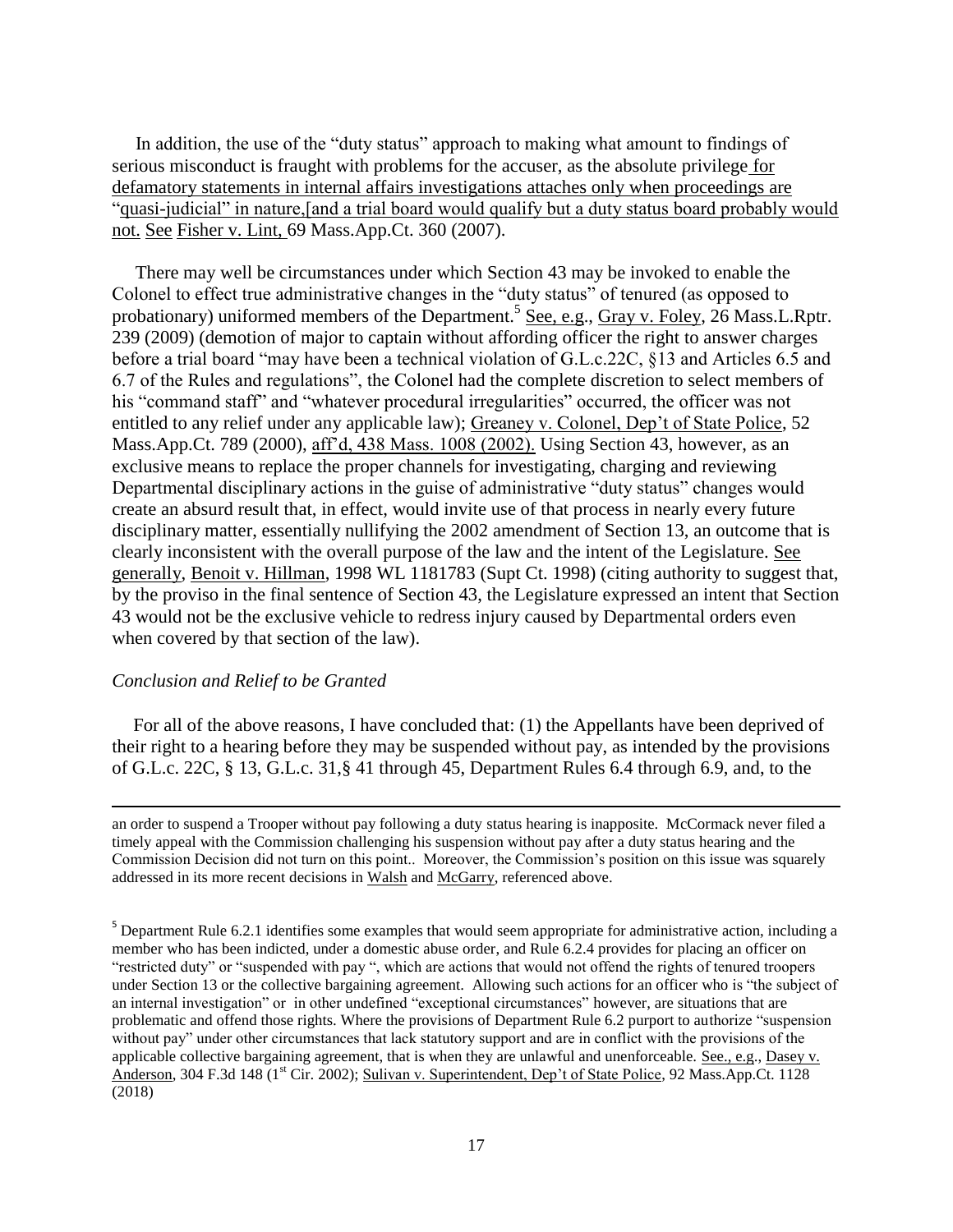In addition, the use of the "duty status" approach to making what amount to findings of serious misconduct is fraught with problems for the accuser, as the absolute privilege for defamatory statements in internal affairs investigations attaches only when proceedings are "quasi-judicial" in nature,[and a trial board would qualify but a duty status board probably would not. See Fisher v. Lint, 69 Mass.App.Ct. 360 (2007).

There may well be circumstances under which Section 43 may be invoked to enable the Colonel to effect true administrative changes in the "duty status" of tenured (as opposed to probationary) uniformed members of the Department.[5] See, e.g., Gray v. Foley, 26 Mass.L.Rptr. 239 (2009) (demotion of major to captain without affording officer the right to answer charges before a trial board "may have been a technical violation of G.L.c.22C, §13 and Articles 6.5 and 6.7 of the Rules and regulations", the Colonel had the complete discretion to select members of his "command staff" and "whatever procedural irregularities" occurred, the officer was not entitled to any relief under any applicable law); Greaney v. Colonel, Dep't of State Police, 52 Mass.App.Ct. 789 (2000), aff'd, 438 Mass. 1008 (2002). Using Section 43, however, as an exclusive means to replace the proper channels for investigating, charging and reviewing Departmental disciplinary actions in the guise of administrative "duty status" changes would create an absurd result that, in effect, would invite use of that process in nearly every future disciplinary matter, essentially nullifying the 2002 amendment of Section 13, an outcome that is clearly inconsistent with the overall purpose of the law and the intent of the Legislature. See generally, Benoit v. Hillman, 1998 WL 1181783 (Supt Ct. 1998) (citing authority to suggest that, by the proviso in the final sentence of Section 43, the Legislature expressed an intent that Section 43 would not be the exclusive vehicle to redress injury caused by Departmental orders even when covered by that section of the law).

*Conclusion and Relief to be Granted*

For all of the above reasons, I have concluded that: (1) the Appellants have been deprived of their right to a hearing before they may be suspended without pay, as intended by the provisions of G.L.c. 22C, § 13, G.L.c. 31,§ 41 through 45, Department Rules 6.4 through 6.9, and, to the

---

an order to suspend a Trooper without pay following a duty status hearing is inapposite. McCormack never filed a timely appeal with the Commission challenging his suspension without pay after a duty status hearing and the Commission Decision did not turn on this point.. Moreover, the Commission's position on this issue was squarely addressed in its more recent decisions in Walsh and McGarry, referenced above.

[5] Department Rule 6.2.1 identifies some examples that would seem appropriate for administrative action, including a member who has been indicted, under a domestic abuse order, and Rule 6.2.4 provides for placing an officer on "restricted duty" or "suspended with pay ", which are actions that would not offend the rights of tenured troopers under Section 13 or the collective bargaining agreement. Allowing such actions for an officer who is "the subject of an internal investigation" or in other undefined "exceptional circumstances" however, are situations that are problematic and offend those rights. Where the provisions of Department Rule 6.2 purport to authorize "suspension without pay" under other circumstances that lack statutory support and are in conflict with the provisions of the applicable collective bargaining agreement, that is when they are unlawful and unenforceable. See., e.g., Dasey v. Anderson, 304 F.3d 148 (1st Cir. 2002); Sulivan v. Superintendent, Dep't of State Police, 92 Mass.App.Ct. 1128 (2018)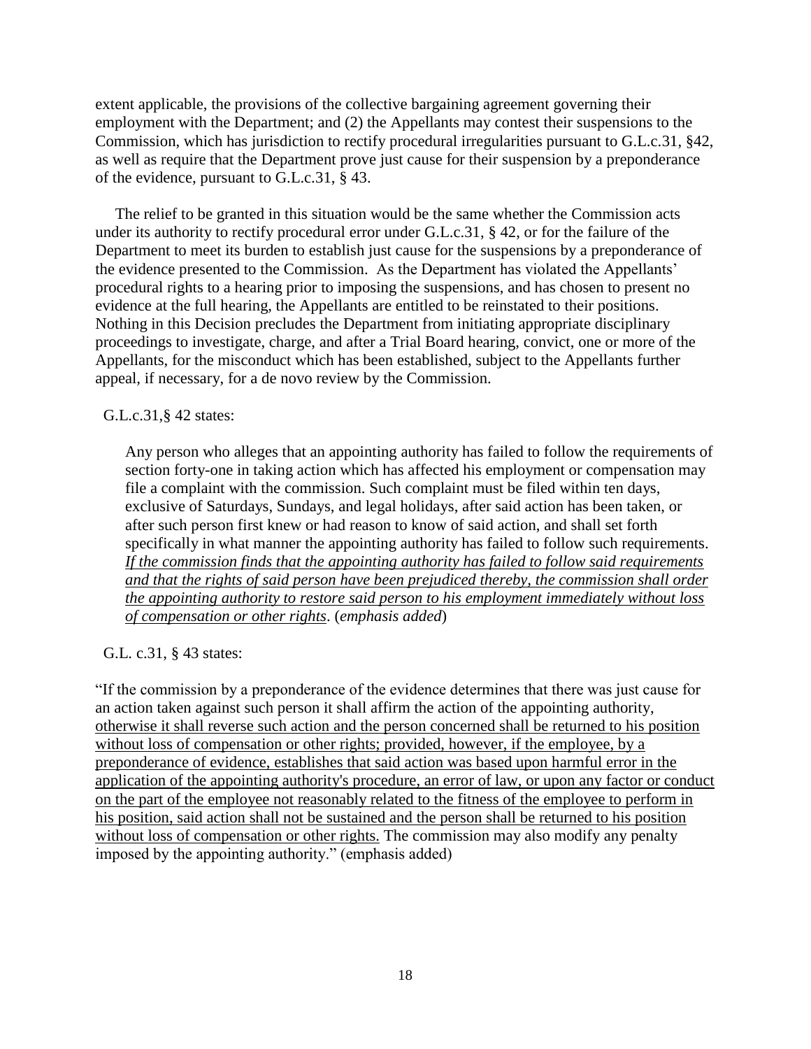extent applicable, the provisions of the collective bargaining agreement governing their employment with the Department; and (2) the Appellants may contest their suspensions to the Commission, which has jurisdiction to rectify procedural irregularities pursuant to G.L.c.31, §42, as well as require that the Department prove just cause for their suspension by a preponderance of the evidence, pursuant to G.L.c.31, § 43.

The relief to be granted in this situation would be the same whether the Commission acts under its authority to rectify procedural error under G.L.c.31, § 42, or for the failure of the Department to meet its burden to establish just cause for the suspensions by a preponderance of the evidence presented to the Commission. As the Department has violated the Appellants' procedural rights to a hearing prior to imposing the suspensions, and has chosen to present no evidence at the full hearing, the Appellants are entitled to be reinstated to their positions. Nothing in this Decision precludes the Department from initiating appropriate disciplinary proceedings to investigate, charge, and after a Trial Board hearing, convict, one or more of the Appellants, for the misconduct which has been established, subject to the Appellants further appeal, if necessary, for a de novo review by the Commission.

G.L.c.31,§ 42 states:

> Any person who alleges that an appointing authority has failed to follow the requirements of section forty-one in taking action which has affected his employment or compensation may file a complaint with the commission. Such complaint must be filed within ten days, exclusive of Saturdays, Sundays, and legal holidays, after said action has been taken, or after such person first knew or had reason to know of said action, and shall set forth specifically in what manner the appointing authority has failed to follow such requirements. *If the commission finds that the appointing authority has failed to follow said requirements and that the rights of said person have been prejudiced thereby, the commission shall order the appointing authority to restore said person to his employment immediately without loss of compensation or other rights*. (*emphasis added*)

G.L. c.31, § 43 states:

"If the commission by a preponderance of the evidence determines that there was just cause for an action taken against such person it shall affirm the action of the appointing authority, otherwise it shall reverse such action and the person concerned shall be returned to his position without loss of compensation or other rights; provided, however, if the employee, by a preponderance of evidence, establishes that said action was based upon harmful error in the application of the appointing authority's procedure, an error of law, or upon any factor or conduct on the part of the employee not reasonably related to the fitness of the employee to perform in his position, said action shall not be sustained and the person shall be returned to his position without loss of compensation or other rights. The commission may also modify any penalty imposed by the appointing authority." (emphasis added)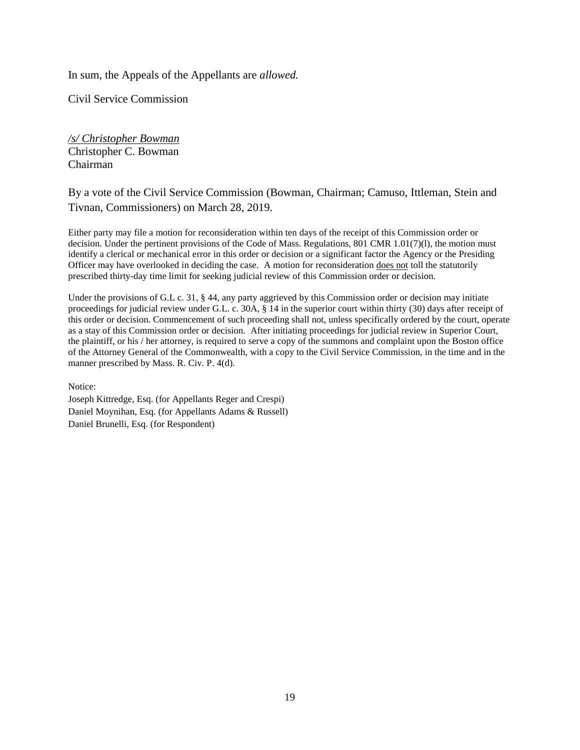In sum, the Appeals of the Appellants are *allowed.*

Civil Service Commission

*/s/ Christopher Bowman*
Christopher C. Bowman
Chairman

By a vote of the Civil Service Commission (Bowman, Chairman; Camuso, Ittleman, Stein and Tivnan, Commissioners) on March 28, 2019.

Either party may file a motion for reconsideration within ten days of the receipt of this Commission order or decision. Under the pertinent provisions of the Code of Mass. Regulations, 801 CMR 1.01(7)(l), the motion must identify a clerical or mechanical error in this order or decision or a significant factor the Agency or the Presiding Officer may have overlooked in deciding the case. A motion for reconsideration does not toll the statutorily prescribed thirty-day time limit for seeking judicial review of this Commission order or decision.

Under the provisions of G.L c. 31, § 44, any party aggrieved by this Commission order or decision may initiate proceedings for judicial review under G.L. c. 30A, § 14 in the superior court within thirty (30) days after receipt of this order or decision. Commencement of such proceeding shall not, unless specifically ordered by the court, operate as a stay of this Commission order or decision. After initiating proceedings for judicial review in Superior Court, the plaintiff, or his / her attorney, is required to serve a copy of the summons and complaint upon the Boston office of the Attorney General of the Commonwealth, with a copy to the Civil Service Commission, in the time and in the manner prescribed by Mass. R. Civ. P. 4(d).

Notice:
Joseph Kittredge, Esq. (for Appellants Reger and Crespi)
Daniel Moynihan, Esq. (for Appellants Adams & Russell)
Daniel Brunelli, Esq. (for Respondent)